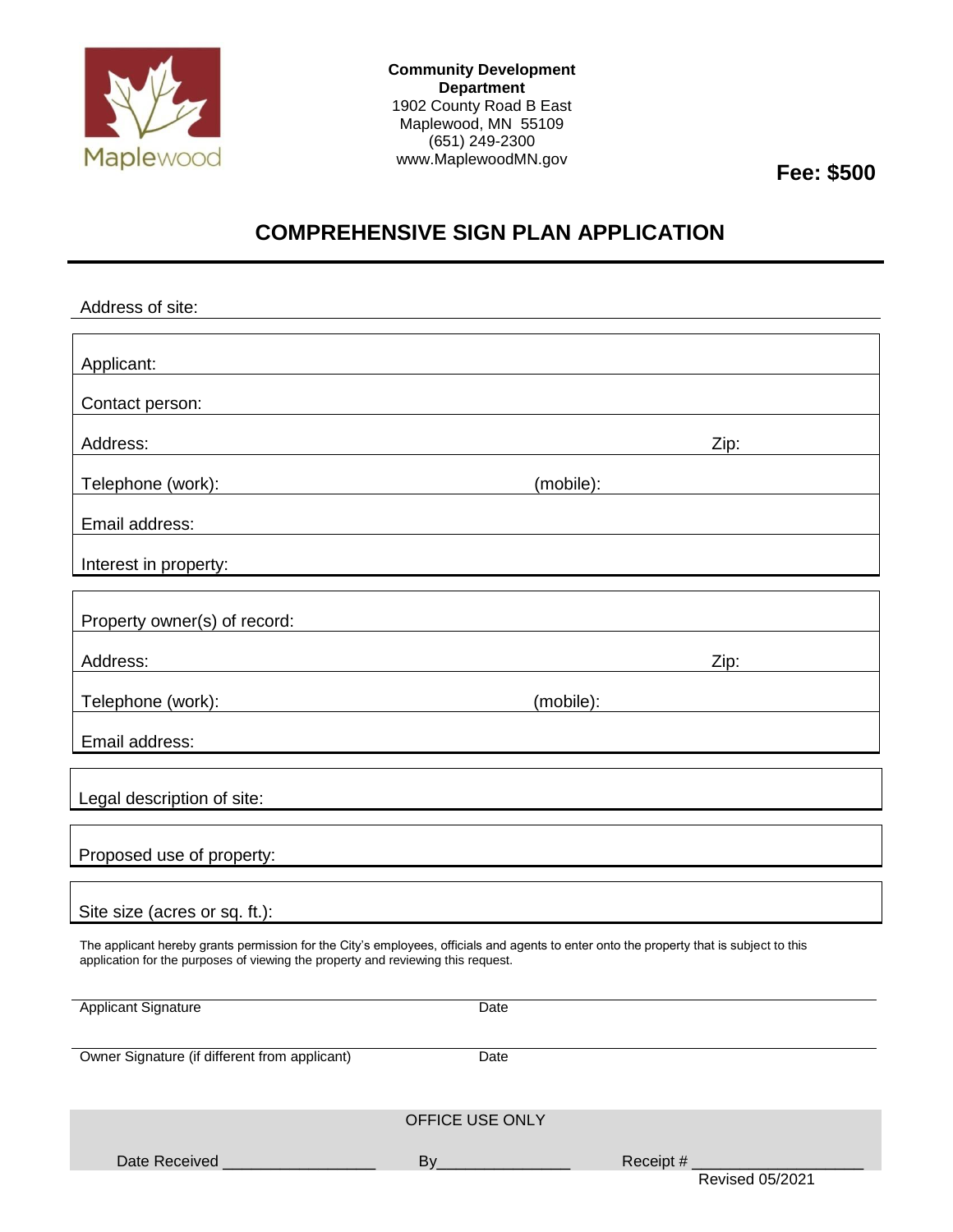Maplewood

**Community Development Department**
1902 County Road B East
Maplewood, MN 55109
(651) 249-2300
www.MaplewoodMN.gov

**Fee: $500**

# COMPREHENSIVE SIGN PLAN APPLICATION

Address of site:

Applicant:

Contact person:

Address: Zip:

Telephone (work): (mobile):

Email address:

Interest in property:

Property owner(s) of record:

Address: Zip:

Telephone (work): (mobile):

Email address:

Legal description of site:

Proposed use of property:

Site size (acres or sq. ft.):

The applicant hereby grants permission for the City's employees, officials and agents to enter onto the property that is subject to this application for the purposes of viewing the property and reviewing this request.

Applicant Signature Date

Owner Signature (if different from applicant) Date

OFFICE USE ONLY

Date Received _________________ By_______________ Receipt # ___________________

Revised 05/2021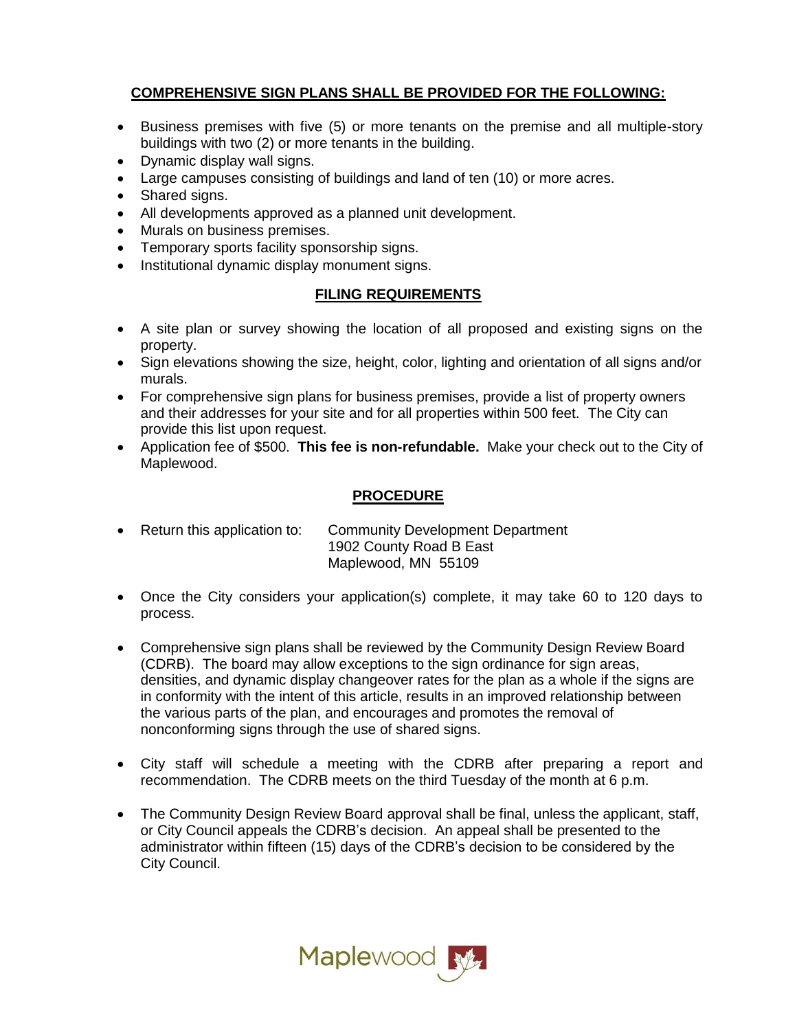## COMPREHENSIVE SIGN PLANS SHALL BE PROVIDED FOR THE FOLLOWING:

- Business premises with five (5) or more tenants on the premise and all multiple-story buildings with two (2) or more tenants in the building.
- Dynamic display wall signs.
- Large campuses consisting of buildings and land of ten (10) or more acres.
- Shared signs.
- All developments approved as a planned unit development.
- Murals on business premises.
- Temporary sports facility sponsorship signs.
- Institutional dynamic display monument signs.

## FILING REQUIREMENTS

- A site plan or survey showing the location of all proposed and existing signs on the property.
- Sign elevations showing the size, height, color, lighting and orientation of all signs and/or murals.
- For comprehensive sign plans for business premises, provide a list of property owners and their addresses for your site and for all properties within 500 feet. The City can provide this list upon request.
- Application fee of $500. **This fee is non-refundable.** Make your check out to the City of Maplewood.

## PROCEDURE

- Return this application to: Community Development Department
  1902 County Road B East
  Maplewood, MN 55109

- Once the City considers your application(s) complete, it may take 60 to 120 days to process.

- Comprehensive sign plans shall be reviewed by the Community Design Review Board (CDRB). The board may allow exceptions to the sign ordinance for sign areas, densities, and dynamic display changeover rates for the plan as a whole if the signs are in conformity with the intent of this article, results in an improved relationship between the various parts of the plan, and encourages and promotes the removal of nonconforming signs through the use of shared signs.

- City staff will schedule a meeting with the CDRB after preparing a report and recommendation. The CDRB meets on the third Tuesday of the month at 6 p.m.

- The Community Design Review Board approval shall be final, unless the applicant, staff, or City Council appeals the CDRB's decision. An appeal shall be presented to the administrator within fifteen (15) days of the CDRB's decision to be considered by the City Council.

Maplewood